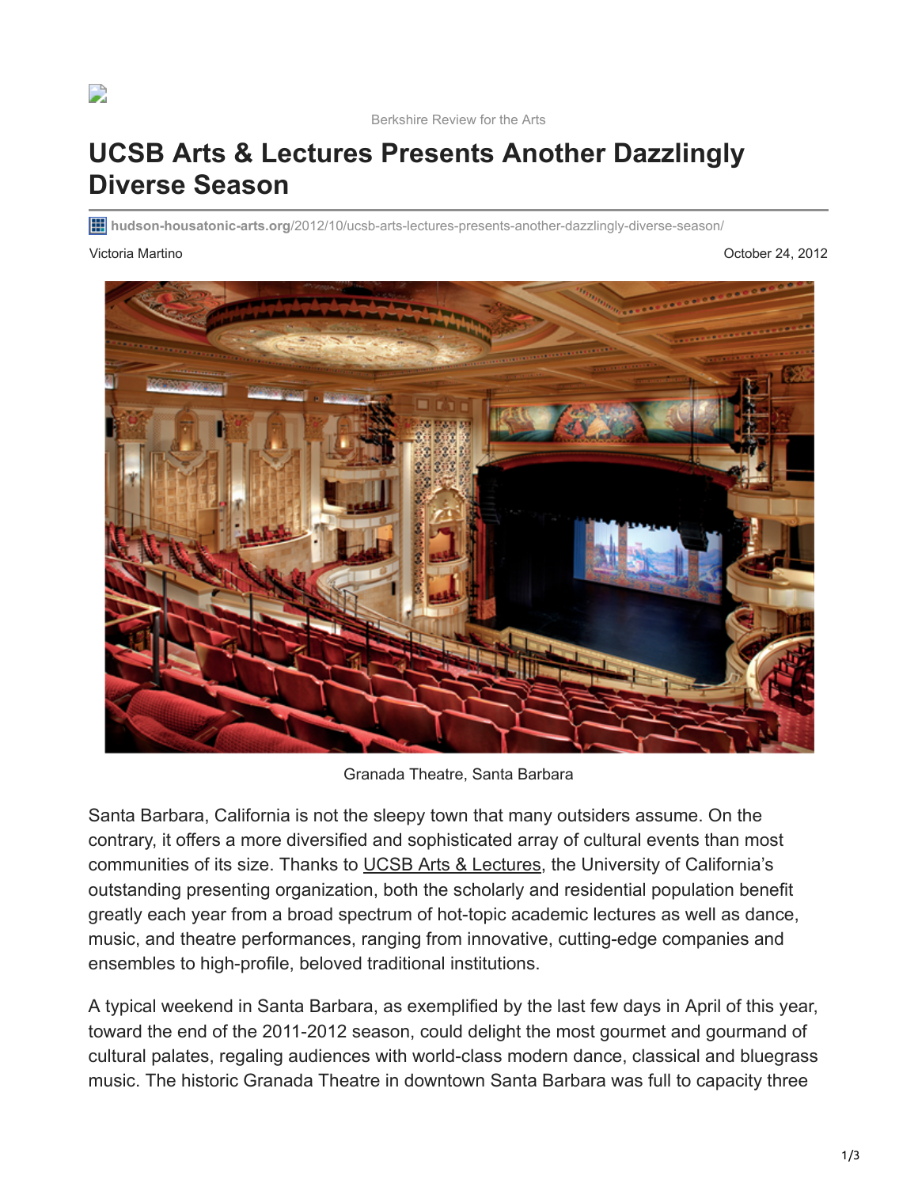Berkshire Review for the Arts

# UCSB Arts & Lectures Presents Another Dazzlingly Diverse Season

hudson-housatonic-arts.org/2012/10/ucsb-arts-lectures-presents-another-dazzlingly-diverse-season/

Victoria Martino

October 24, 2012

Granada Theatre, Santa Barbara

Santa Barbara, California is not the sleepy town that many outsiders assume. On the contrary, it offers a more diversified and sophisticated array of cultural events than most communities of its size. Thanks to UCSB Arts & Lectures, the University of California's outstanding presenting organization, both the scholarly and residential population benefit greatly each year from a broad spectrum of hot-topic academic lectures as well as dance, music, and theatre performances, ranging from innovative, cutting-edge companies and ensembles to high-profile, beloved traditional institutions.

A typical weekend in Santa Barbara, as exemplified by the last few days in April of this year, toward the end of the 2011-2012 season, could delight the most gourmet and gourmand of cultural palates, regaling audiences with world-class modern dance, classical and bluegrass music. The historic Granada Theatre in downtown Santa Barbara was full to capacity three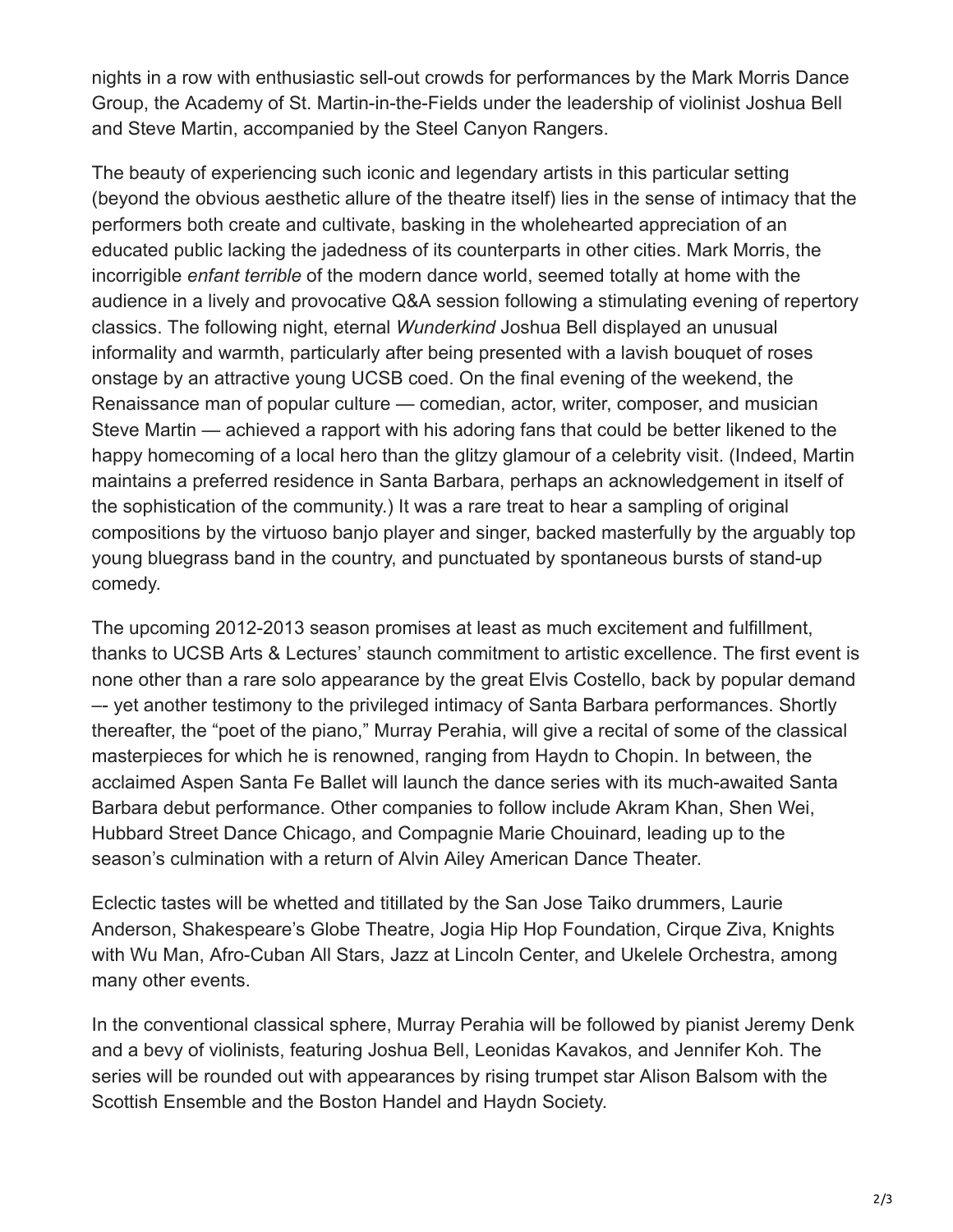nights in a row with enthusiastic sell-out crowds for performances by the Mark Morris Dance Group, the Academy of St. Martin-in-the-Fields under the leadership of violinist Joshua Bell and Steve Martin, accompanied by the Steel Canyon Rangers.

The beauty of experiencing such iconic and legendary artists in this particular setting (beyond the obvious aesthetic allure of the theatre itself) lies in the sense of intimacy that the performers both create and cultivate, basking in the wholehearted appreciation of an educated public lacking the jadedness of its counterparts in other cities. Mark Morris, the incorrigible *enfant terrible* of the modern dance world, seemed totally at home with the audience in a lively and provocative Q&A session following a stimulating evening of repertory classics. The following night, eternal *Wunderkind* Joshua Bell displayed an unusual informality and warmth, particularly after being presented with a lavish bouquet of roses onstage by an attractive young UCSB coed. On the final evening of the weekend, the Renaissance man of popular culture — comedian, actor, writer, composer, and musician Steve Martin — achieved a rapport with his adoring fans that could be better likened to the happy homecoming of a local hero than the glitzy glamour of a celebrity visit. (Indeed, Martin maintains a preferred residence in Santa Barbara, perhaps an acknowledgement in itself of the sophistication of the community.) It was a rare treat to hear a sampling of original compositions by the virtuoso banjo player and singer, backed masterfully by the arguably top young bluegrass band in the country, and punctuated by spontaneous bursts of stand-up comedy.

The upcoming 2012-2013 season promises at least as much excitement and fulfillment, thanks to UCSB Arts & Lectures' staunch commitment to artistic excellence. The first event is none other than a rare solo appearance by the great Elvis Costello, back by popular demand –- yet another testimony to the privileged intimacy of Santa Barbara performances. Shortly thereafter, the "poet of the piano," Murray Perahia, will give a recital of some of the classical masterpieces for which he is renowned, ranging from Haydn to Chopin. In between, the acclaimed Aspen Santa Fe Ballet will launch the dance series with its much-awaited Santa Barbara debut performance. Other companies to follow include Akram Khan, Shen Wei, Hubbard Street Dance Chicago, and Compagnie Marie Chouinard, leading up to the season's culmination with a return of Alvin Ailey American Dance Theater.

Eclectic tastes will be whetted and titillated by the San Jose Taiko drummers, Laurie Anderson, Shakespeare's Globe Theatre, Jogia Hip Hop Foundation, Cirque Ziva, Knights with Wu Man, Afro-Cuban All Stars, Jazz at Lincoln Center, and Ukelele Orchestra, among many other events.

In the conventional classical sphere, Murray Perahia will be followed by pianist Jeremy Denk and a bevy of violinists, featuring Joshua Bell, Leonidas Kavakos, and Jennifer Koh. The series will be rounded out with appearances by rising trumpet star Alison Balsom with the Scottish Ensemble and the Boston Handel and Haydn Society.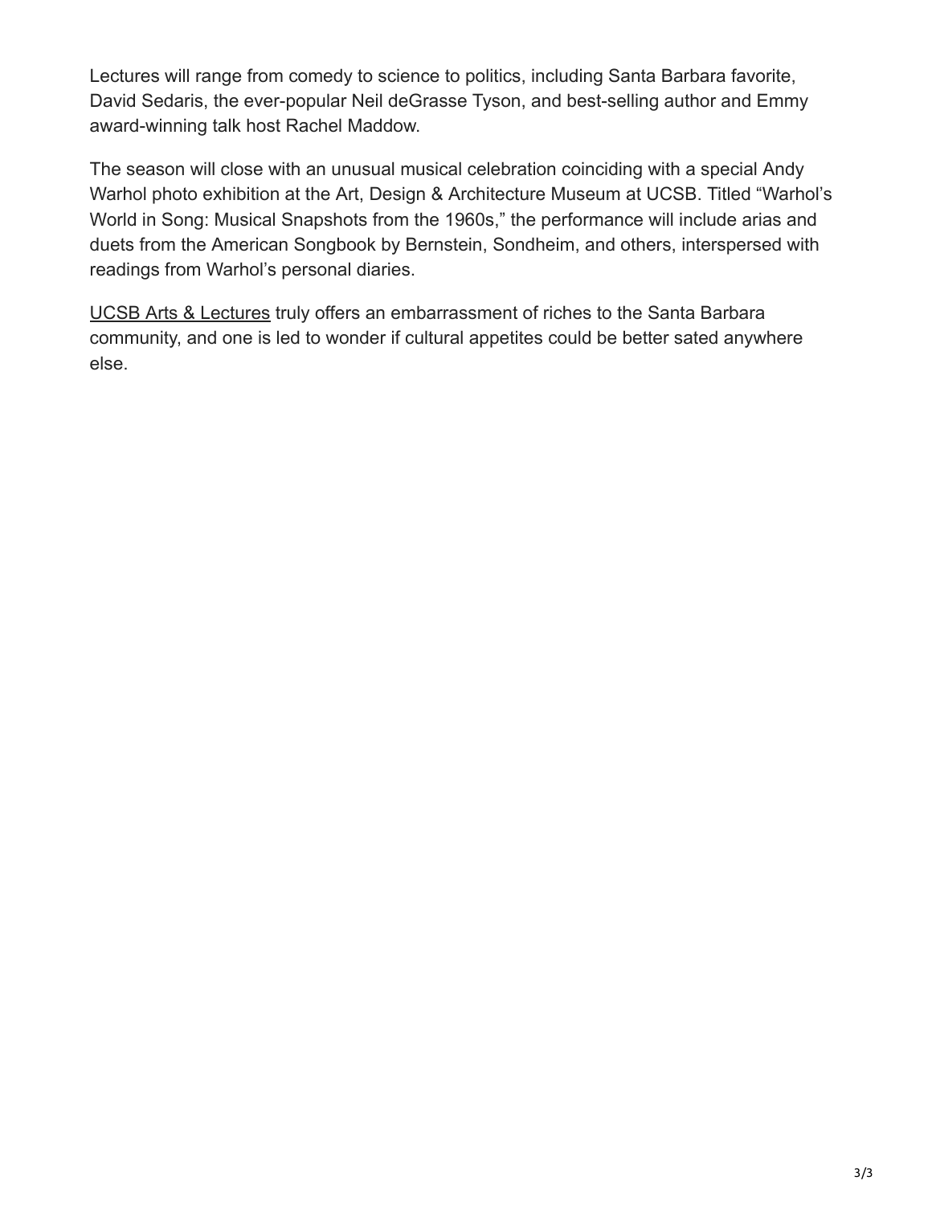Lectures will range from comedy to science to politics, including Santa Barbara favorite, David Sedaris, the ever-popular Neil deGrasse Tyson, and best-selling author and Emmy award-winning talk host Rachel Maddow.

The season will close with an unusual musical celebration coinciding with a special Andy Warhol photo exhibition at the Art, Design & Architecture Museum at UCSB. Titled "Warhol's World in Song: Musical Snapshots from the 1960s," the performance will include arias and duets from the American Songbook by Bernstein, Sondheim, and others, interspersed with readings from Warhol's personal diaries.

UCSB Arts & Lectures truly offers an embarrassment of riches to the Santa Barbara community, and one is led to wonder if cultural appetites could be better sated anywhere else.